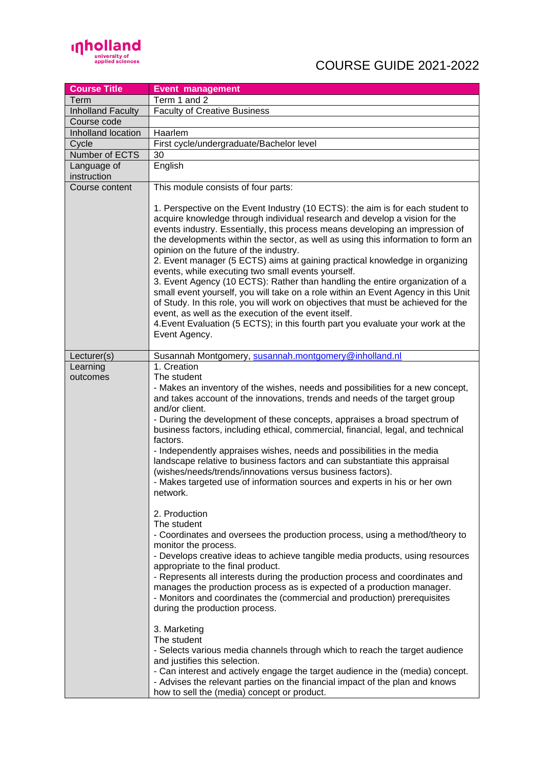# COURSE GUIDE 2021-2022

| Course Title | Event management |
|---|---|
| Term | Term 1 and 2 |
| Inholland Faculty | Faculty of Creative Business |
| Course code | |
| Inholland location | Haarlem |
| Cycle | First cycle/undergraduate/Bachelor level |
| Number of ECTS | 30 |
| Language of instruction | English |
| Course content | This module consists of four parts:<br><br>1. Perspective on the Event Industry (10 ECTS): the aim is for each student to acquire knowledge through individual research and develop a vision for the events industry. Essentially, this process means developing an impression of the developments within the sector, as well as using this information to form an opinion on the future of the industry.<br>2. Event manager (5 ECTS) aims at gaining practical knowledge in organizing events, while executing two small events yourself.<br>3. Event Agency (10 ECTS): Rather than handling the entire organization of a small event yourself, you will take on a role within an Event Agency in this Unit of Study. In this role, you will work on objectives that must be achieved for the event, as well as the execution of the event itself.<br>4.Event Evaluation (5 ECTS); in this fourth part you evaluate your work at the Event Agency. |
| Lecturer(s) | Susannah Montgomery, susannah.montgomery@inholland.nl |
| Learning outcomes | 1. Creation<br>The student<br>- Makes an inventory of the wishes, needs and possibilities for a new concept, and takes account of the innovations, trends and needs of the target group and/or client.<br>- During the development of these concepts, appraises a broad spectrum of business factors, including ethical, commercial, financial, legal, and technical factors.<br>- Independently appraises wishes, needs and possibilities in the media landscape relative to business factors and can substantiate this appraisal (wishes/needs/trends/innovations versus business factors).<br>- Makes targeted use of information sources and experts in his or her own network.<br><br>2. Production<br>The student<br>- Coordinates and oversees the production process, using a method/theory to monitor the process.<br>- Develops creative ideas to achieve tangible media products, using resources appropriate to the final product.<br>- Represents all interests during the production process and coordinates and manages the production process as is expected of a production manager.<br>- Monitors and coordinates the (commercial and production) prerequisites during the production process.<br><br>3. Marketing<br>The student<br>- Selects various media channels through which to reach the target audience and justifies this selection.<br>- Can interest and actively engage the target audience in the (media) concept.<br>- Advises the relevant parties on the financial impact of the plan and knows how to sell the (media) concept or product. |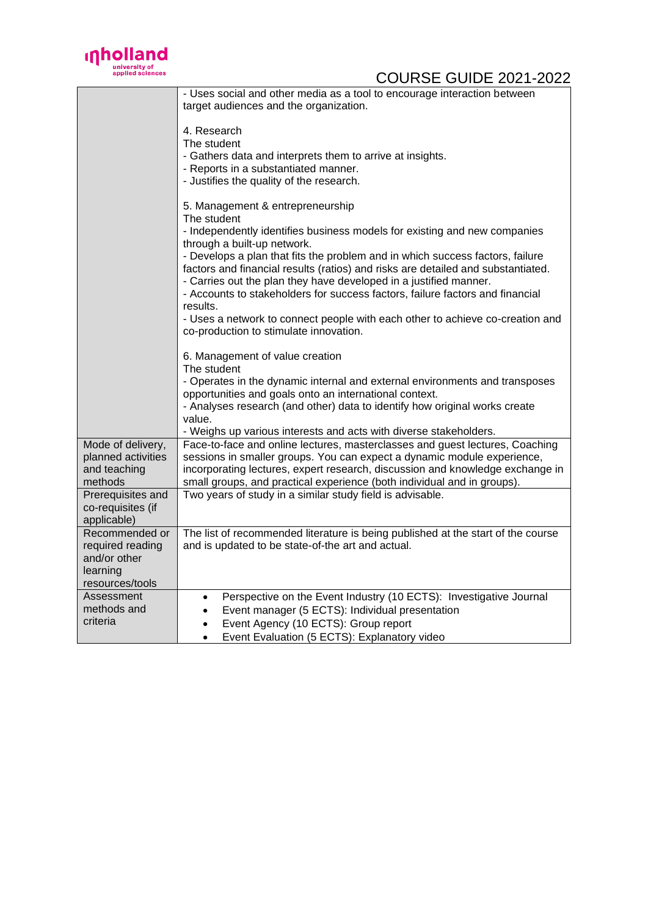| | |
|---|---|
| | - Uses social and other media as a tool to encourage interaction between target audiences and the organization.<br><br>4. Research<br>The student<br>- Gathers data and interprets them to arrive at insights.<br>- Reports in a substantiated manner.<br>- Justifies the quality of the research.<br><br>5. Management & entrepreneurship<br>The student<br>- Independently identifies business models for existing and new companies through a built-up network.<br>- Develops a plan that fits the problem and in which success factors, failure factors and financial results (ratios) and risks are detailed and substantiated.<br>- Carries out the plan they have developed in a justified manner.<br>- Accounts to stakeholders for success factors, failure factors and financial results.<br>- Uses a network to connect people with each other to achieve co-creation and co-production to stimulate innovation.<br><br>6. Management of value creation<br>The student<br>- Operates in the dynamic internal and external environments and transposes opportunities and goals onto an international context.<br>- Analyses research (and other) data to identify how original works create value.<br>- Weighs up various interests and acts with diverse stakeholders. |
| Mode of delivery, planned activities and teaching methods | Face-to-face and online lectures, masterclasses and guest lectures, Coaching sessions in smaller groups. You can expect a dynamic module experience, incorporating lectures, expert research, discussion and knowledge exchange in small groups, and practical experience (both individual and in groups). |
| Prerequisites and co-requisites (if applicable) | Two years of study in a similar study field is advisable. |
| Recommended or required reading and/or other learning resources/tools | The list of recommended literature is being published at the start of the course and is updated to be state-of-the art and actual. |
| Assessment methods and criteria | • Perspective on the Event Industry (10 ECTS): Investigative Journal<br>• Event manager (5 ECTS): Individual presentation<br>• Event Agency (10 ECTS): Group report<br>• Event Evaluation (5 ECTS): Explanatory video |